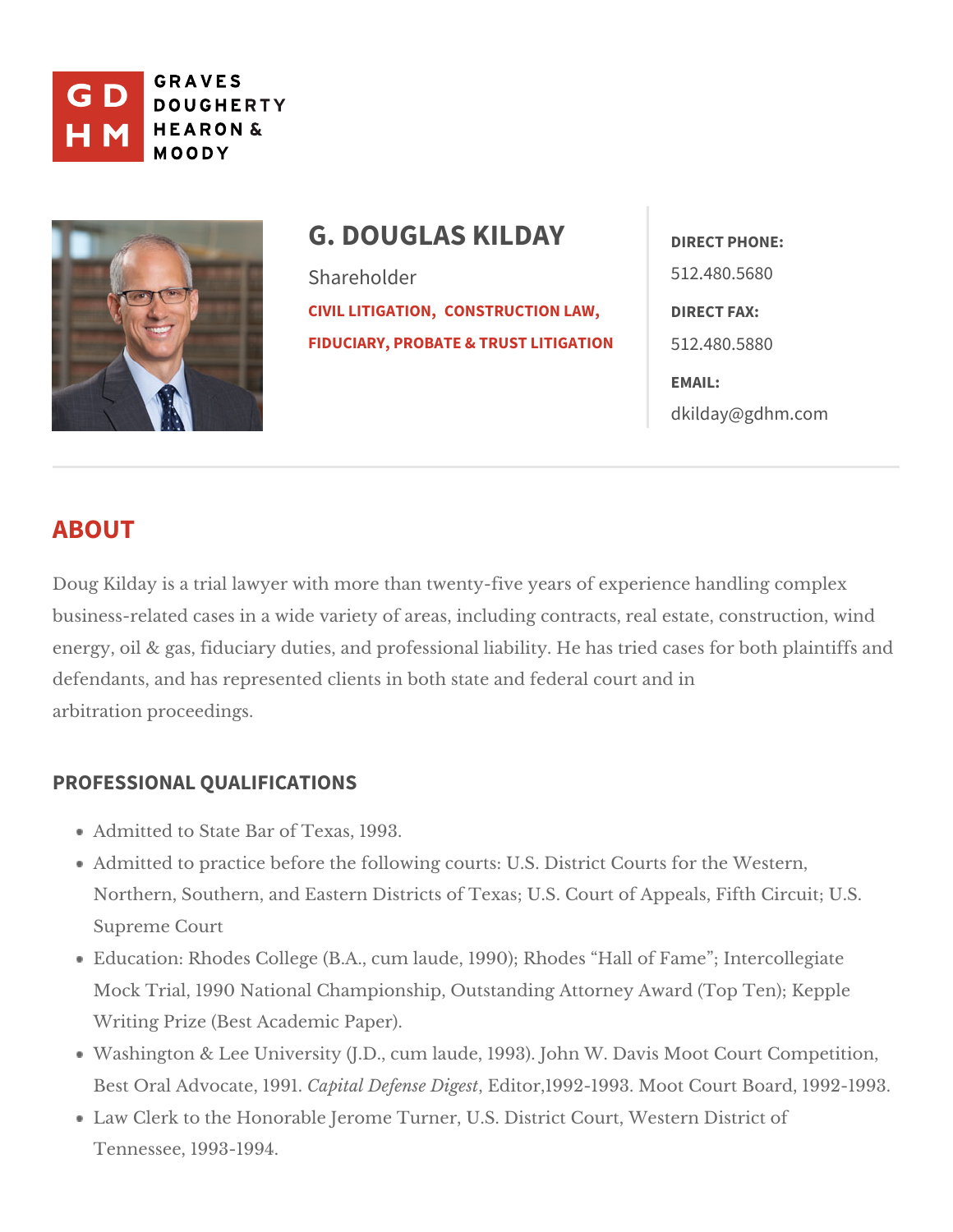GRAVES DOUGHERTY HEARON & MOODY

# G. DOUGLAS KILDAY

Shareholder

CIVIL LITIGATION, CONSTRUCTION LAW, FIDUCIARY, PROBATE & TRUST LITIGATION

**DIRECT PHONE:**
512.480.5680

**DIRECT FAX:**
512.480.5880

**EMAIL:**
dkilday@gdhm.com

## ABOUT

Doug Kilday is a trial lawyer with more than twenty-five years of experience handling complex business-related cases in a wide variety of areas, including contracts, real estate, construction, wind energy, oil & gas, fiduciary duties, and professional liability. He has tried cases for both plaintiffs and defendants, and has represented clients in both state and federal court and in arbitration proceedings.

### PROFESSIONAL QUALIFICATIONS

- Admitted to State Bar of Texas, 1993.
- Admitted to practice before the following courts: U.S. District Courts for the Western, Northern, Southern, and Eastern Districts of Texas; U.S. Court of Appeals, Fifth Circuit; U.S. Supreme Court
- Education: Rhodes College (B.A., cum laude, 1990); Rhodes "Hall of Fame"; Intercollegiate Mock Trial, 1990 National Championship, Outstanding Attorney Award (Top Ten); Kepple Writing Prize (Best Academic Paper).
- Washington & Lee University (J.D., cum laude, 1993). John W. Davis Moot Court Competition, Best Oral Advocate, 1991. *Capital Defense Digest*, Editor,1992-1993. Moot Court Board, 1992-1993.
- Law Clerk to the Honorable Jerome Turner, U.S. District Court, Western District of Tennessee, 1993-1994.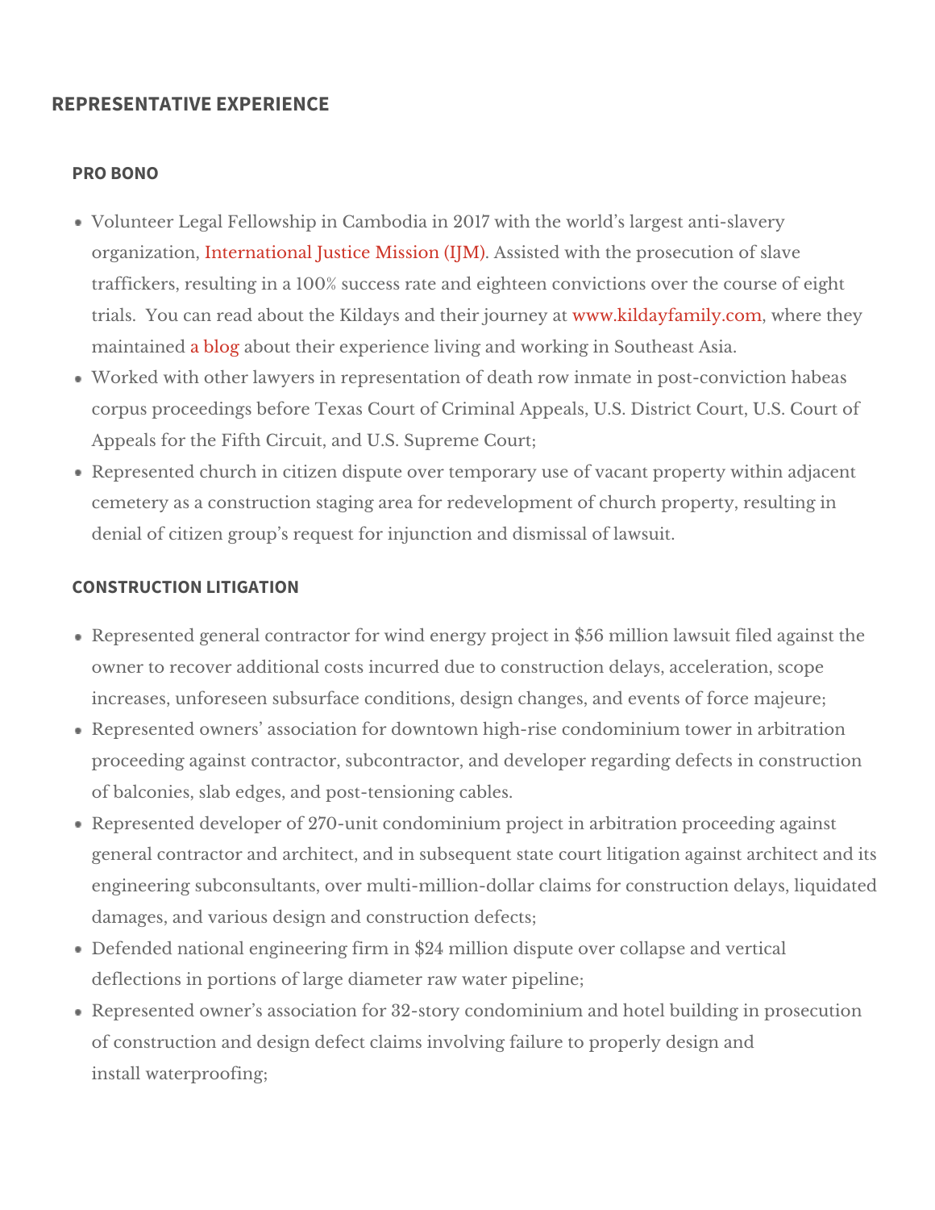## REPRESENTATIVE EXPERIENCE

### PRO BONO

- Volunteer Legal Fellowship in Cambodia in 2017 with the world's largest anti-slavery organization, International Justice Mission (IJM). Assisted with the prosecution of slave traffickers, resulting in a 100% success rate and eighteen convictions over the course of eight trials. You can read about the Kildays and their journey at www.kildayfamily.com, where they maintained a blog about their experience living and working in Southeast Asia.
- Worked with other lawyers in representation of death row inmate in post-conviction habeas corpus proceedings before Texas Court of Criminal Appeals, U.S. District Court, U.S. Court of Appeals for the Fifth Circuit, and U.S. Supreme Court;
- Represented church in citizen dispute over temporary use of vacant property within adjacent cemetery as a construction staging area for redevelopment of church property, resulting in denial of citizen group's request for injunction and dismissal of lawsuit.

### CONSTRUCTION LITIGATION

- Represented general contractor for wind energy project in $56 million lawsuit filed against the owner to recover additional costs incurred due to construction delays, acceleration, scope increases, unforeseen subsurface conditions, design changes, and events of force majeure;
- Represented owners' association for downtown high-rise condominium tower in arbitration proceeding against contractor, subcontractor, and developer regarding defects in construction of balconies, slab edges, and post-tensioning cables.
- Represented developer of 270-unit condominium project in arbitration proceeding against general contractor and architect, and in subsequent state court litigation against architect and its engineering subconsultants, over multi-million-dollar claims for construction delays, liquidated damages, and various design and construction defects;
- Defended national engineering firm in $24 million dispute over collapse and vertical deflections in portions of large diameter raw water pipeline;
- Represented owner's association for 32-story condominium and hotel building in prosecution of construction and design defect claims involving failure to properly design and install waterproofing;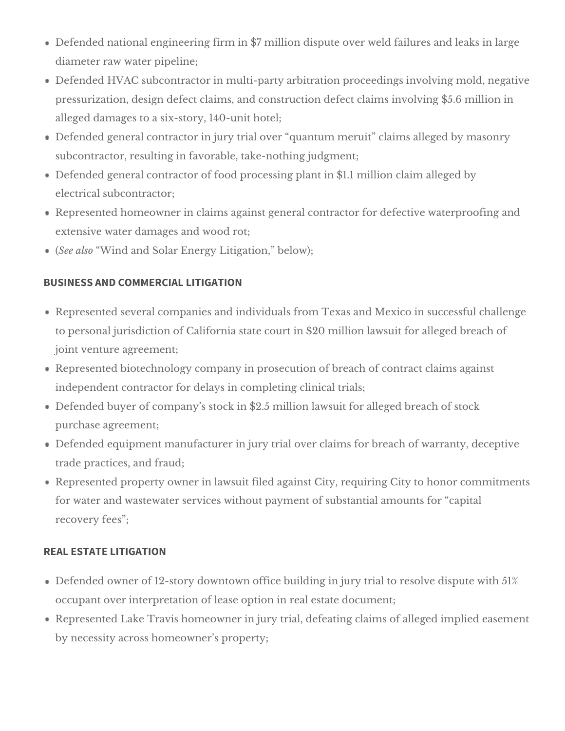- Defended national engineering firm in $7 million dispute over weld failures and leaks in large diameter raw water pipeline;
- Defended HVAC subcontractor in multi-party arbitration proceedings involving mold, negative pressurization, design defect claims, and construction defect claims involving $5.6 million in alleged damages to a six-story, 140-unit hotel;
- Defended general contractor in jury trial over "quantum meruit" claims alleged by masonry subcontractor, resulting in favorable, take-nothing judgment;
- Defended general contractor of food processing plant in $1.1 million claim alleged by electrical subcontractor;
- Represented homeowner in claims against general contractor for defective waterproofing and extensive water damages and wood rot;
- (*See also* "Wind and Solar Energy Litigation," below);

## BUSINESS AND COMMERCIAL LITIGATION

- Represented several companies and individuals from Texas and Mexico in successful challenge to personal jurisdiction of California state court in $20 million lawsuit for alleged breach of joint venture agreement;
- Represented biotechnology company in prosecution of breach of contract claims against independent contractor for delays in completing clinical trials;
- Defended buyer of company's stock in $2.5 million lawsuit for alleged breach of stock purchase agreement;
- Defended equipment manufacturer in jury trial over claims for breach of warranty, deceptive trade practices, and fraud;
- Represented property owner in lawsuit filed against City, requiring City to honor commitments for water and wastewater services without payment of substantial amounts for "capital recovery fees";

## REAL ESTATE LITIGATION

- Defended owner of 12-story downtown office building in jury trial to resolve dispute with 51% occupant over interpretation of lease option in real estate document;
- Represented Lake Travis homeowner in jury trial, defeating claims of alleged implied easement by necessity across homeowner's property;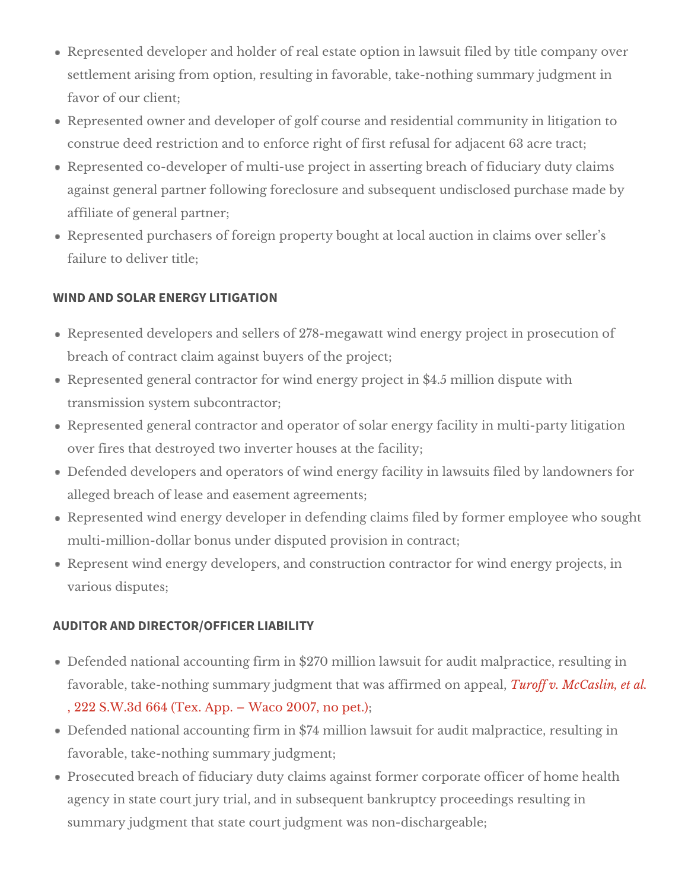- Represented developer and holder of real estate option in lawsuit filed by title company over settlement arising from option, resulting in favorable, take-nothing summary judgment in favor of our client;
- Represented owner and developer of golf course and residential community in litigation to construe deed restriction and to enforce right of first refusal for adjacent 63 acre tract;
- Represented co-developer of multi-use project in asserting breach of fiduciary duty claims against general partner following foreclosure and subsequent undisclosed purchase made by affiliate of general partner;
- Represented purchasers of foreign property bought at local auction in claims over seller's failure to deliver title;

### WIND AND SOLAR ENERGY LITIGATION

- Represented developers and sellers of 278-megawatt wind energy project in prosecution of breach of contract claim against buyers of the project;
- Represented general contractor for wind energy project in $4.5 million dispute with transmission system subcontractor;
- Represented general contractor and operator of solar energy facility in multi-party litigation over fires that destroyed two inverter houses at the facility;
- Defended developers and operators of wind energy facility in lawsuits filed by landowners for alleged breach of lease and easement agreements;
- Represented wind energy developer in defending claims filed by former employee who sought multi-million-dollar bonus under disputed provision in contract;
- Represent wind energy developers, and construction contractor for wind energy projects, in various disputes;

### AUDITOR AND DIRECTOR/OFFICER LIABILITY

- Defended national accounting firm in $270 million lawsuit for audit malpractice, resulting in favorable, take-nothing summary judgment that was affirmed on appeal, *Turoff v. McCaslin, et al.*, 222 S.W.3d 664 (Tex. App. – Waco 2007, no pet.);
- Defended national accounting firm in $74 million lawsuit for audit malpractice, resulting in favorable, take-nothing summary judgment;
- Prosecuted breach of fiduciary duty claims against former corporate officer of home health agency in state court jury trial, and in subsequent bankruptcy proceedings resulting in summary judgment that state court judgment was non-dischargeable;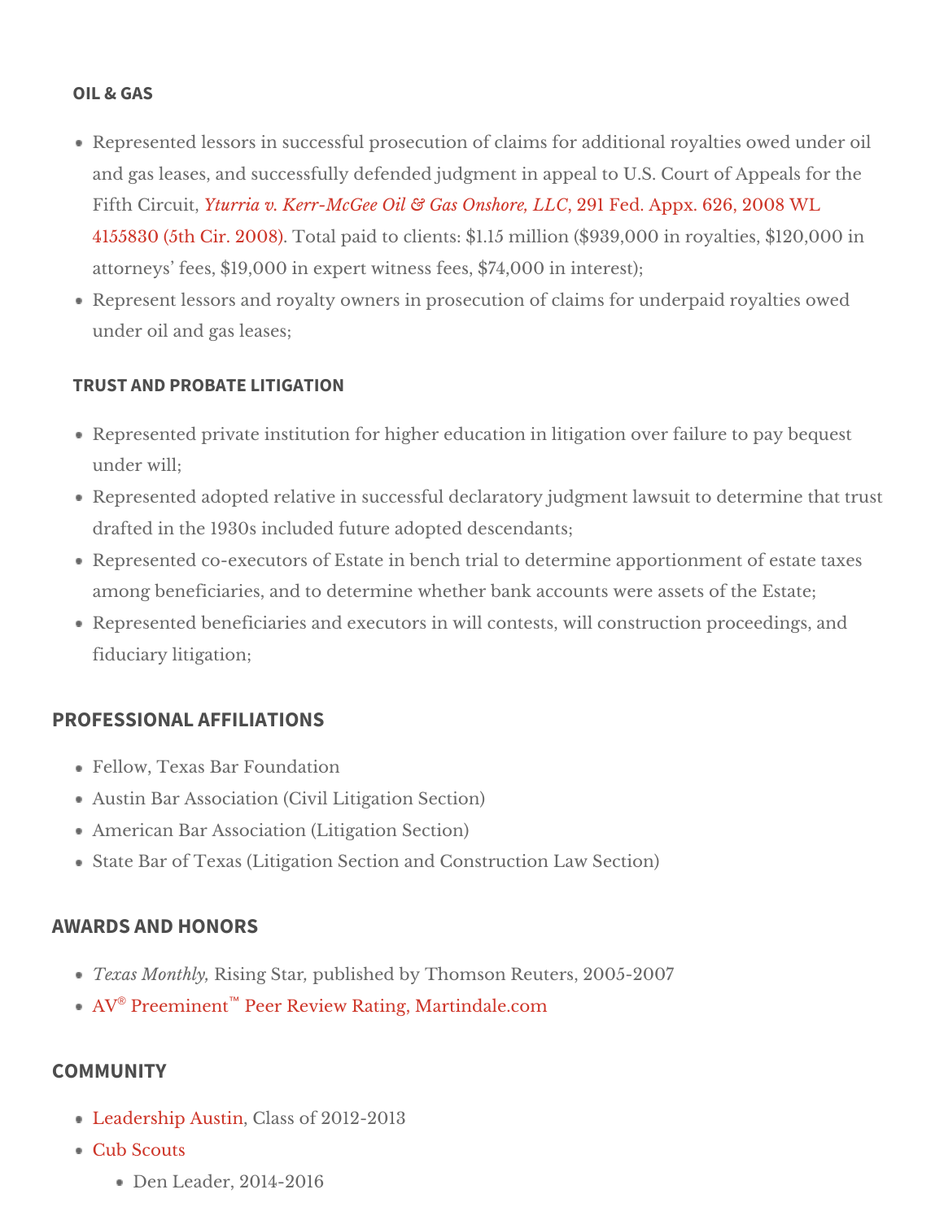### OIL & GAS

- Represented lessors in successful prosecution of claims for additional royalties owed under oil and gas leases, and successfully defended judgment in appeal to U.S. Court of Appeals for the Fifth Circuit, *Yturria v. Kerr-McGee Oil & Gas Onshore, LLC*, 291 Fed. Appx. 626, 2008 WL 4155830 (5th Cir. 2008). Total paid to clients: $1.15 million ($939,000 in royalties, $120,000 in attorneys' fees, $19,000 in expert witness fees, $74,000 in interest);
- Represent lessors and royalty owners in prosecution of claims for underpaid royalties owed under oil and gas leases;

### TRUST AND PROBATE LITIGATION

- Represented private institution for higher education in litigation over failure to pay bequest under will;
- Represented adopted relative in successful declaratory judgment lawsuit to determine that trust drafted in the 1930s included future adopted descendants;
- Represented co-executors of Estate in bench trial to determine apportionment of estate taxes among beneficiaries, and to determine whether bank accounts were assets of the Estate;
- Represented beneficiaries and executors in will contests, will construction proceedings, and fiduciary litigation;

## PROFESSIONAL AFFILIATIONS

- Fellow, Texas Bar Foundation
- Austin Bar Association (Civil Litigation Section)
- American Bar Association (Litigation Section)
- State Bar of Texas (Litigation Section and Construction Law Section)

## AWARDS AND HONORS

- *Texas Monthly,* Rising Star, published by Thomson Reuters, 2005-2007
- AV® Preeminent™ Peer Review Rating, Martindale.com

## COMMUNITY

- Leadership Austin, Class of 2012-2013
- Cub Scouts
  - Den Leader, 2014-2016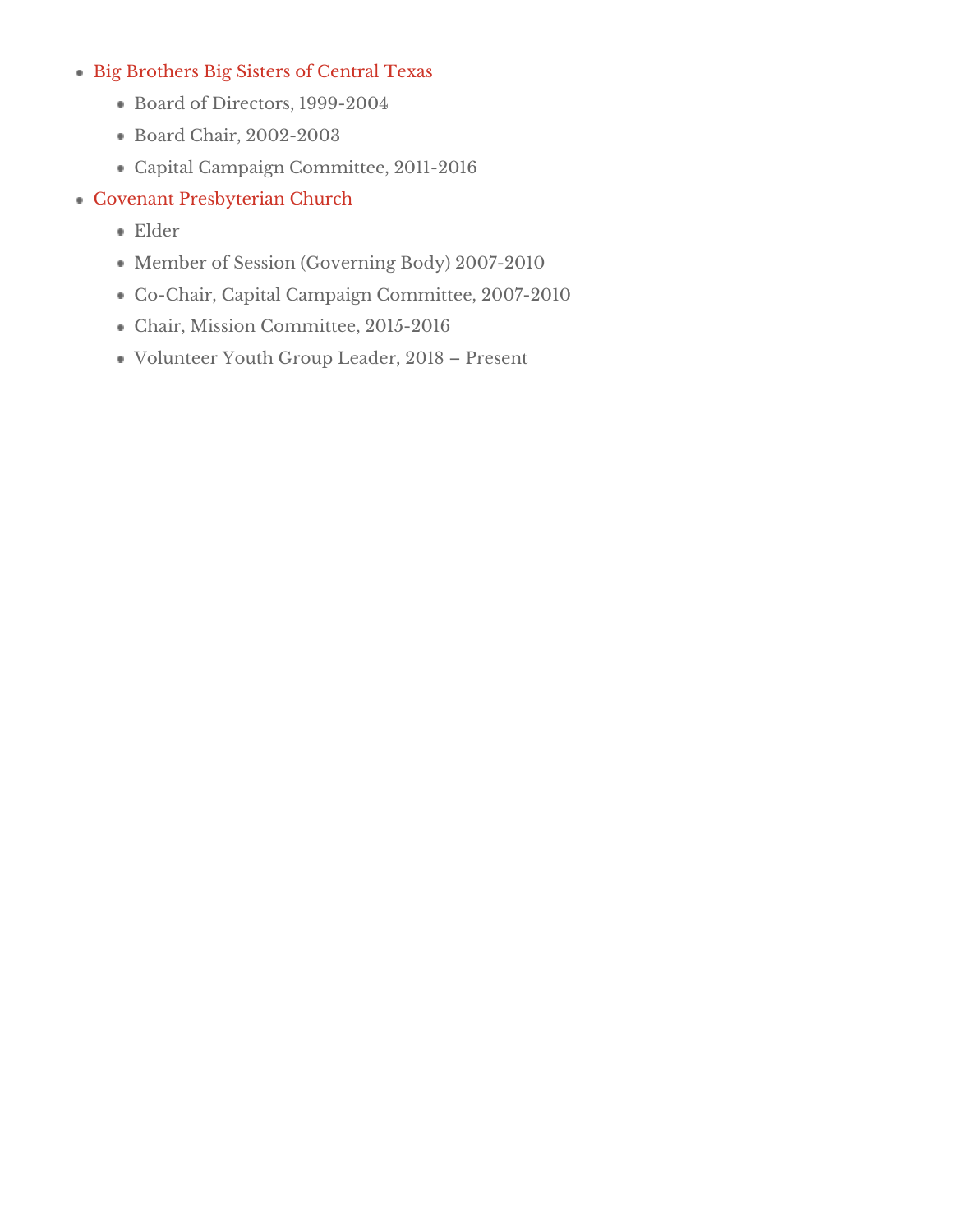- Big Brothers Big Sisters of Central Texas
  - Board of Directors, 1999-2004
  - Board Chair, 2002-2003
  - Capital Campaign Committee, 2011-2016
- Covenant Presbyterian Church
  - Elder
  - Member of Session (Governing Body) 2007-2010
  - Co-Chair, Capital Campaign Committee, 2007-2010
  - Chair, Mission Committee, 2015-2016
  - Volunteer Youth Group Leader, 2018 – Present